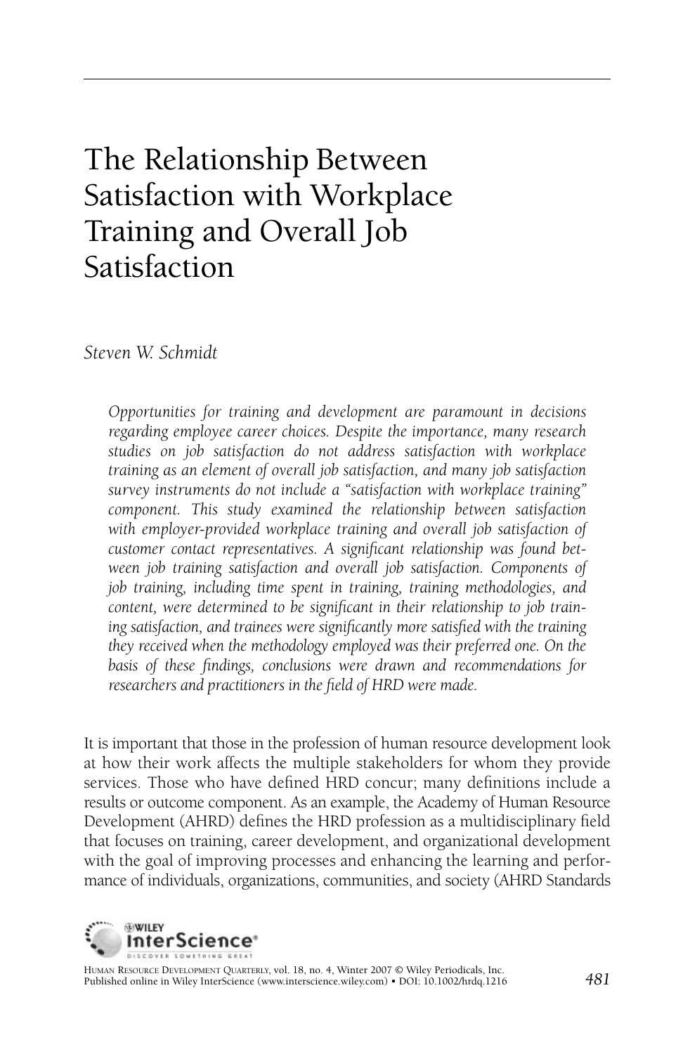# The Relationship Between Satisfaction with Workplace Training and Overall Job Satisfaction

*Steven W. Schmidt*

*Opportunities for training and development are paramount in decisions regarding employee career choices. Despite the importance, many research studies on job satisfaction do not address satisfaction with workplace training as an element of overall job satisfaction, and many job satisfaction survey instruments do not include a "satisfaction with workplace training" component. This study examined the relationship between satisfaction with employer-provided workplace training and overall job satisfaction of customer contact representatives. A significant relationship was found between job training satisfaction and overall job satisfaction. Components of job training, including time spent in training, training methodologies, and content, were determined to be significant in their relationship to job training satisfaction, and trainees were significantly more satisfied with the training they received when the methodology employed was their preferred one. On the basis of these findings, conclusions were drawn and recommendations for researchers and practitioners in the field of HRD were made.*

It is important that those in the profession of human resource development look at how their work affects the multiple stakeholders for whom they provide services. Those who have defined HRD concur; many definitions include a results or outcome component. As an example, the Academy of Human Resource Development (AHRD) defines the HRD profession as a multidisciplinary field that focuses on training, career development, and organizational development with the goal of improving processes and enhancing the learning and performance of individuals, organizations, communities, and society (AHRD Standards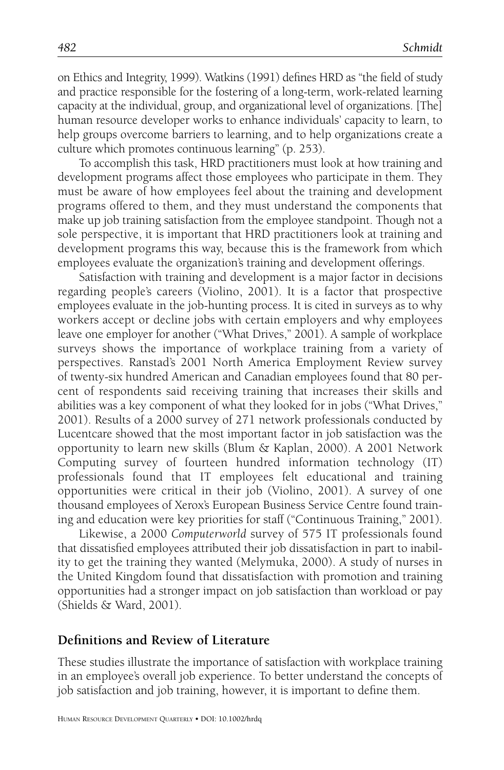on Ethics and Integrity, 1999). Watkins (1991) defines HRD as "the field of study and practice responsible for the fostering of a long-term, work-related learning capacity at the individual, group, and organizational level of organizations. [The] human resource developer works to enhance individuals' capacity to learn, to help groups overcome barriers to learning, and to help organizations create a culture which promotes continuous learning" (p. 253).

To accomplish this task, HRD practitioners must look at how training and development programs affect those employees who participate in them. They must be aware of how employees feel about the training and development programs offered to them, and they must understand the components that make up job training satisfaction from the employee standpoint. Though not a sole perspective, it is important that HRD practitioners look at training and development programs this way, because this is the framework from which employees evaluate the organization's training and development offerings.

Satisfaction with training and development is a major factor in decisions regarding people's careers (Violino, 2001). It is a factor that prospective employees evaluate in the job-hunting process. It is cited in surveys as to why workers accept or decline jobs with certain employers and why employees leave one employer for another ("What Drives," 2001). A sample of workplace surveys shows the importance of workplace training from a variety of perspectives. Ranstad's 2001 North America Employment Review survey of twenty-six hundred American and Canadian employees found that 80 percent of respondents said receiving training that increases their skills and abilities was a key component of what they looked for in jobs ("What Drives," 2001). Results of a 2000 survey of 271 network professionals conducted by Lucentcare showed that the most important factor in job satisfaction was the opportunity to learn new skills (Blum & Kaplan, 2000). A 2001 Network Computing survey of fourteen hundred information technology (IT) professionals found that IT employees felt educational and training opportunities were critical in their job (Violino, 2001). A survey of one thousand employees of Xerox's European Business Service Centre found training and education were key priorities for staff ("Continuous Training," 2001).

Likewise, a 2000 *Computerworld* survey of 575 IT professionals found that dissatisfied employees attributed their job dissatisfaction in part to inability to get the training they wanted (Melymuka, 2000). A study of nurses in the United Kingdom found that dissatisfaction with promotion and training opportunities had a stronger impact on job satisfaction than workload or pay (Shields & Ward, 2001).

## Definitions and Review of Literature

These studies illustrate the importance of satisfaction with workplace training in an employee's overall job experience. To better understand the concepts of job satisfaction and job training, however, it is important to define them.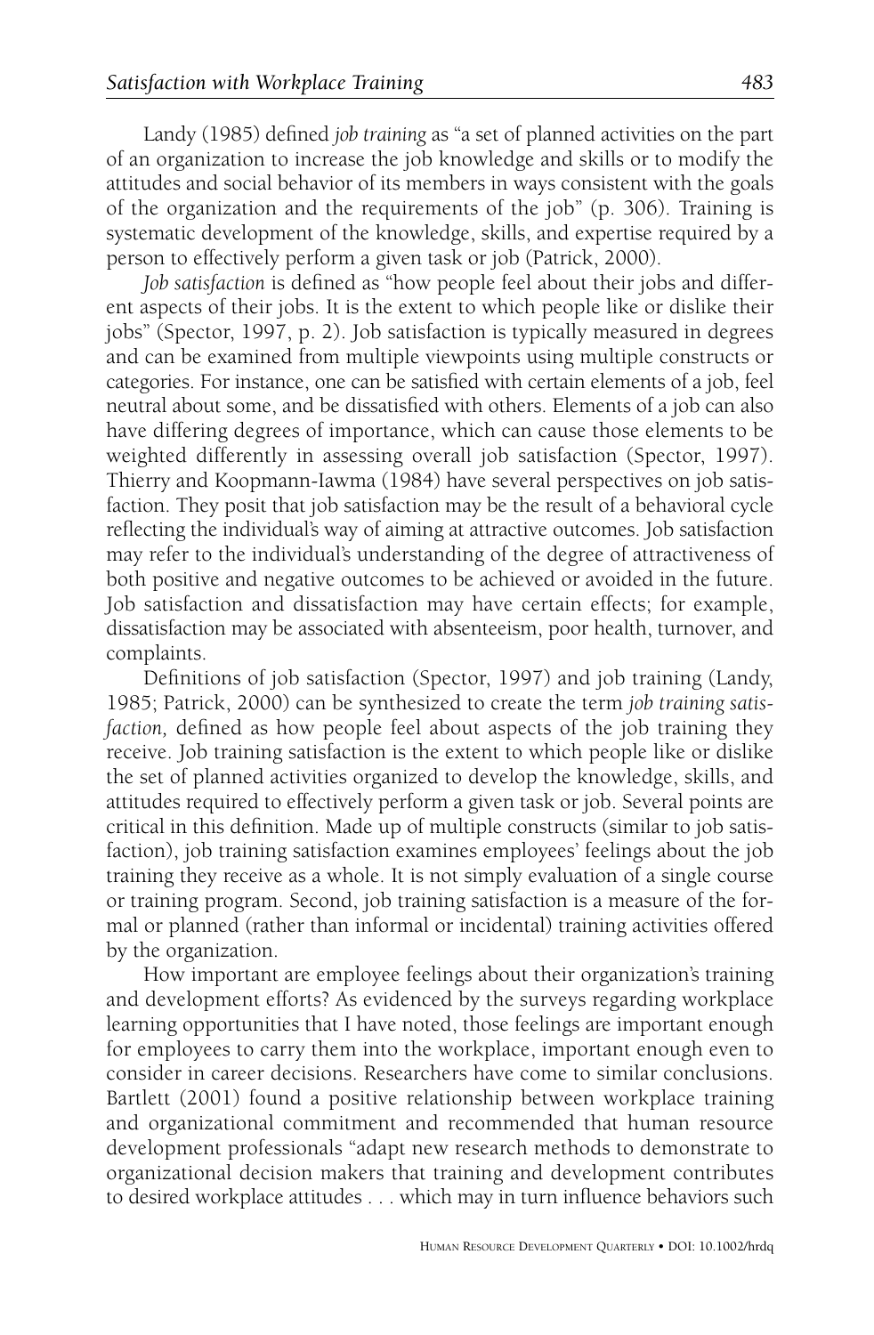Landy (1985) defined *job training* as "a set of planned activities on the part of an organization to increase the job knowledge and skills or to modify the attitudes and social behavior of its members in ways consistent with the goals of the organization and the requirements of the job" (p. 306). Training is systematic development of the knowledge, skills, and expertise required by a person to effectively perform a given task or job (Patrick, 2000).

*Job satisfaction* is defined as "how people feel about their jobs and different aspects of their jobs. It is the extent to which people like or dislike their jobs" (Spector, 1997, p. 2). Job satisfaction is typically measured in degrees and can be examined from multiple viewpoints using multiple constructs or categories. For instance, one can be satisfied with certain elements of a job, feel neutral about some, and be dissatisfied with others. Elements of a job can also have differing degrees of importance, which can cause those elements to be weighted differently in assessing overall job satisfaction (Spector, 1997). Thierry and Koopmann-Iawma (1984) have several perspectives on job satisfaction. They posit that job satisfaction may be the result of a behavioral cycle reflecting the individual's way of aiming at attractive outcomes. Job satisfaction may refer to the individual's understanding of the degree of attractiveness of both positive and negative outcomes to be achieved or avoided in the future. Job satisfaction and dissatisfaction may have certain effects; for example, dissatisfaction may be associated with absenteeism, poor health, turnover, and complaints.

Definitions of job satisfaction (Spector, 1997) and job training (Landy, 1985; Patrick, 2000) can be synthesized to create the term *job training satisfaction,* defined as how people feel about aspects of the job training they receive. Job training satisfaction is the extent to which people like or dislike the set of planned activities organized to develop the knowledge, skills, and attitudes required to effectively perform a given task or job. Several points are critical in this definition. Made up of multiple constructs (similar to job satisfaction), job training satisfaction examines employees' feelings about the job training they receive as a whole. It is not simply evaluation of a single course or training program. Second, job training satisfaction is a measure of the formal or planned (rather than informal or incidental) training activities offered by the organization.

How important are employee feelings about their organization's training and development efforts? As evidenced by the surveys regarding workplace learning opportunities that I have noted, those feelings are important enough for employees to carry them into the workplace, important enough even to consider in career decisions. Researchers have come to similar conclusions. Bartlett (2001) found a positive relationship between workplace training and organizational commitment and recommended that human resource development professionals "adapt new research methods to demonstrate to organizational decision makers that training and development contributes to desired workplace attitudes . . . which may in turn influence behaviors such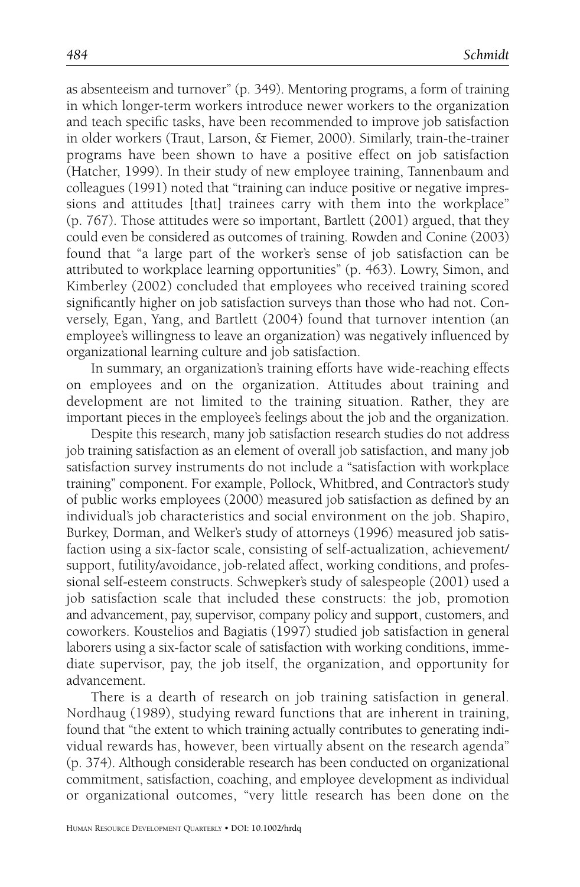as absenteeism and turnover" (p. 349). Mentoring programs, a form of training in which longer-term workers introduce newer workers to the organization and teach specific tasks, have been recommended to improve job satisfaction in older workers (Traut, Larson, & Fiemer, 2000). Similarly, train-the-trainer programs have been shown to have a positive effect on job satisfaction (Hatcher, 1999). In their study of new employee training, Tannenbaum and colleagues (1991) noted that "training can induce positive or negative impressions and attitudes [that] trainees carry with them into the workplace" (p. 767). Those attitudes were so important, Bartlett (2001) argued, that they could even be considered as outcomes of training. Rowden and Conine (2003) found that "a large part of the worker's sense of job satisfaction can be attributed to workplace learning opportunities" (p. 463). Lowry, Simon, and Kimberley (2002) concluded that employees who received training scored significantly higher on job satisfaction surveys than those who had not. Conversely, Egan, Yang, and Bartlett (2004) found that turnover intention (an employee's willingness to leave an organization) was negatively influenced by organizational learning culture and job satisfaction.

In summary, an organization's training efforts have wide-reaching effects on employees and on the organization. Attitudes about training and development are not limited to the training situation. Rather, they are important pieces in the employee's feelings about the job and the organization.

Despite this research, many job satisfaction research studies do not address job training satisfaction as an element of overall job satisfaction, and many job satisfaction survey instruments do not include a "satisfaction with workplace training" component. For example, Pollock, Whitbred, and Contractor's study of public works employees (2000) measured job satisfaction as defined by an individual's job characteristics and social environment on the job. Shapiro, Burkey, Dorman, and Welker's study of attorneys (1996) measured job satisfaction using a six-factor scale, consisting of self-actualization, achievement/support, futility/avoidance, job-related affect, working conditions, and professional self-esteem constructs. Schwepker's study of salespeople (2001) used a job satisfaction scale that included these constructs: the job, promotion and advancement, pay, supervisor, company policy and support, customers, and coworkers. Koustelios and Bagiatis (1997) studied job satisfaction in general laborers using a six-factor scale of satisfaction with working conditions, immediate supervisor, pay, the job itself, the organization, and opportunity for advancement.

There is a dearth of research on job training satisfaction in general. Nordhaug (1989), studying reward functions that are inherent in training, found that "the extent to which training actually contributes to generating individual rewards has, however, been virtually absent on the research agenda" (p. 374). Although considerable research has been conducted on organizational commitment, satisfaction, coaching, and employee development as individual or organizational outcomes, "very little research has been done on the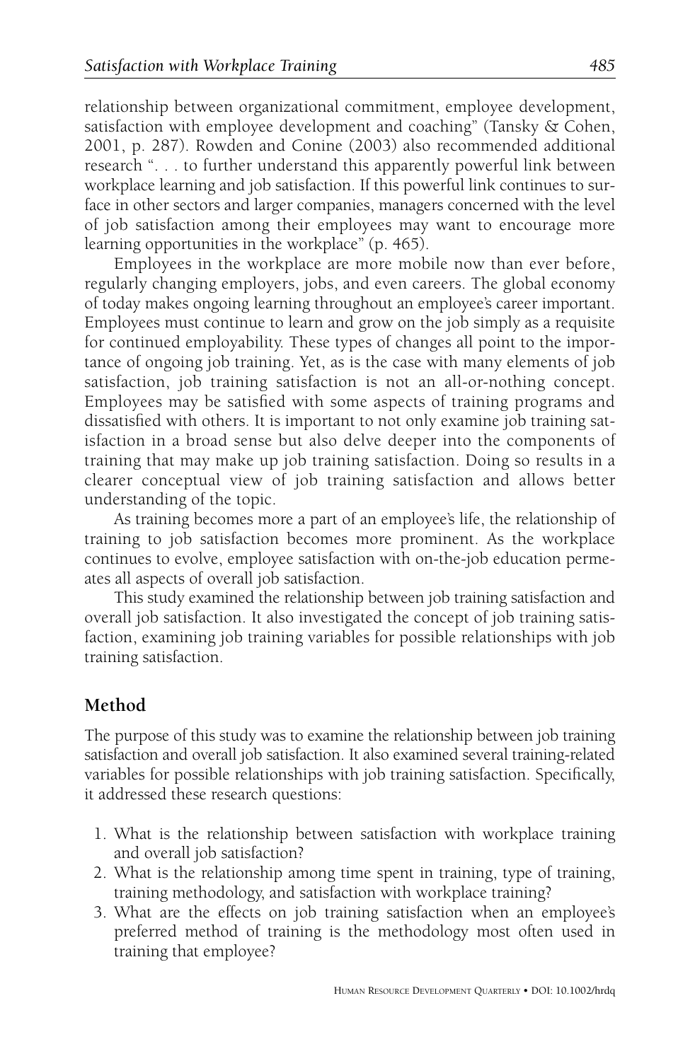relationship between organizational commitment, employee development, satisfaction with employee development and coaching" (Tansky & Cohen, 2001, p. 287). Rowden and Conine (2003) also recommended additional research ". . . to further understand this apparently powerful link between workplace learning and job satisfaction. If this powerful link continues to surface in other sectors and larger companies, managers concerned with the level of job satisfaction among their employees may want to encourage more learning opportunities in the workplace" (p. 465).

Employees in the workplace are more mobile now than ever before, regularly changing employers, jobs, and even careers. The global economy of today makes ongoing learning throughout an employee's career important. Employees must continue to learn and grow on the job simply as a requisite for continued employability. These types of changes all point to the importance of ongoing job training. Yet, as is the case with many elements of job satisfaction, job training satisfaction is not an all-or-nothing concept. Employees may be satisfied with some aspects of training programs and dissatisfied with others. It is important to not only examine job training satisfaction in a broad sense but also delve deeper into the components of training that may make up job training satisfaction. Doing so results in a clearer conceptual view of job training satisfaction and allows better understanding of the topic.

As training becomes more a part of an employee's life, the relationship of training to job satisfaction becomes more prominent. As the workplace continues to evolve, employee satisfaction with on-the-job education permeates all aspects of overall job satisfaction.

This study examined the relationship between job training satisfaction and overall job satisfaction. It also investigated the concept of job training satisfaction, examining job training variables for possible relationships with job training satisfaction.

## Method

The purpose of this study was to examine the relationship between job training satisfaction and overall job satisfaction. It also examined several training-related variables for possible relationships with job training satisfaction. Specifically, it addressed these research questions:

1. What is the relationship between satisfaction with workplace training and overall job satisfaction?
2. What is the relationship among time spent in training, type of training, training methodology, and satisfaction with workplace training?
3. What are the effects on job training satisfaction when an employee's preferred method of training is the methodology most often used in training that employee?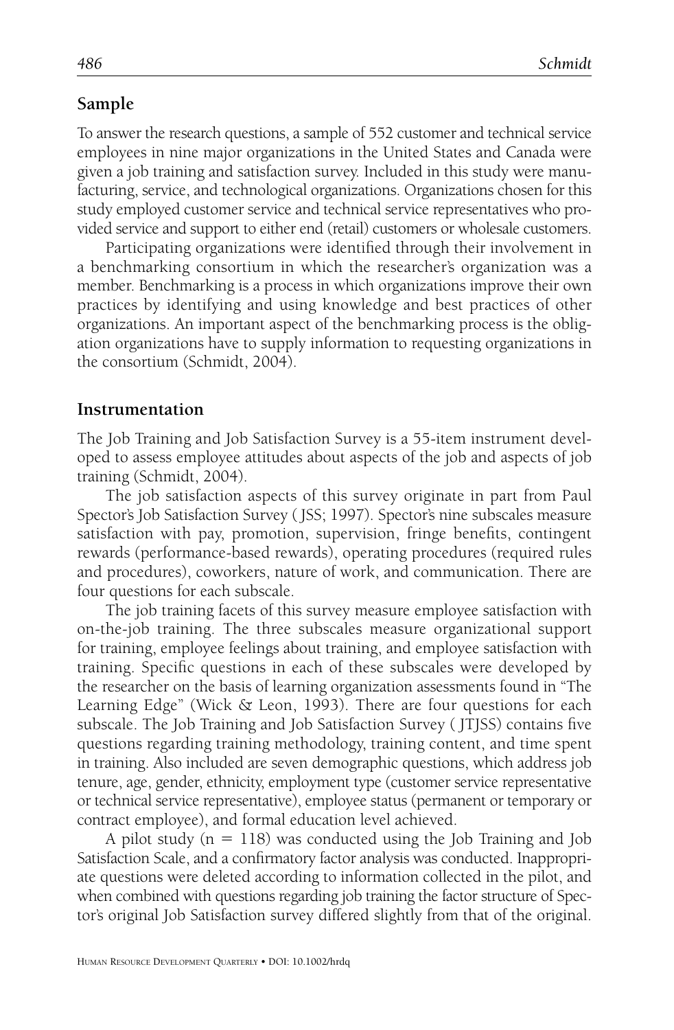## Sample

To answer the research questions, a sample of 552 customer and technical service employees in nine major organizations in the United States and Canada were given a job training and satisfaction survey. Included in this study were manufacturing, service, and technological organizations. Organizations chosen for this study employed customer service and technical service representatives who provided service and support to either end (retail) customers or wholesale customers.

Participating organizations were identified through their involvement in a benchmarking consortium in which the researcher's organization was a member. Benchmarking is a process in which organizations improve their own practices by identifying and using knowledge and best practices of other organizations. An important aspect of the benchmarking process is the obligation organizations have to supply information to requesting organizations in the consortium (Schmidt, 2004).

## Instrumentation

The Job Training and Job Satisfaction Survey is a 55-item instrument developed to assess employee attitudes about aspects of the job and aspects of job training (Schmidt, 2004).

The job satisfaction aspects of this survey originate in part from Paul Spector's Job Satisfaction Survey (JSS; 1997). Spector's nine subscales measure satisfaction with pay, promotion, supervision, fringe benefits, contingent rewards (performance-based rewards), operating procedures (required rules and procedures), coworkers, nature of work, and communication. There are four questions for each subscale.

The job training facets of this survey measure employee satisfaction with on-the-job training. The three subscales measure organizational support for training, employee feelings about training, and employee satisfaction with training. Specific questions in each of these subscales were developed by the researcher on the basis of learning organization assessments found in "The Learning Edge" (Wick & Leon, 1993). There are four questions for each subscale. The Job Training and Job Satisfaction Survey (JTJSS) contains five questions regarding training methodology, training content, and time spent in training. Also included are seven demographic questions, which address job tenure, age, gender, ethnicity, employment type (customer service representative or technical service representative), employee status (permanent or temporary or contract employee), and formal education level achieved.

A pilot study ($n = 118$) was conducted using the Job Training and Job Satisfaction Scale, and a confirmatory factor analysis was conducted. Inappropriate questions were deleted according to information collected in the pilot, and when combined with questions regarding job training the factor structure of Spector's original Job Satisfaction survey differed slightly from that of the original.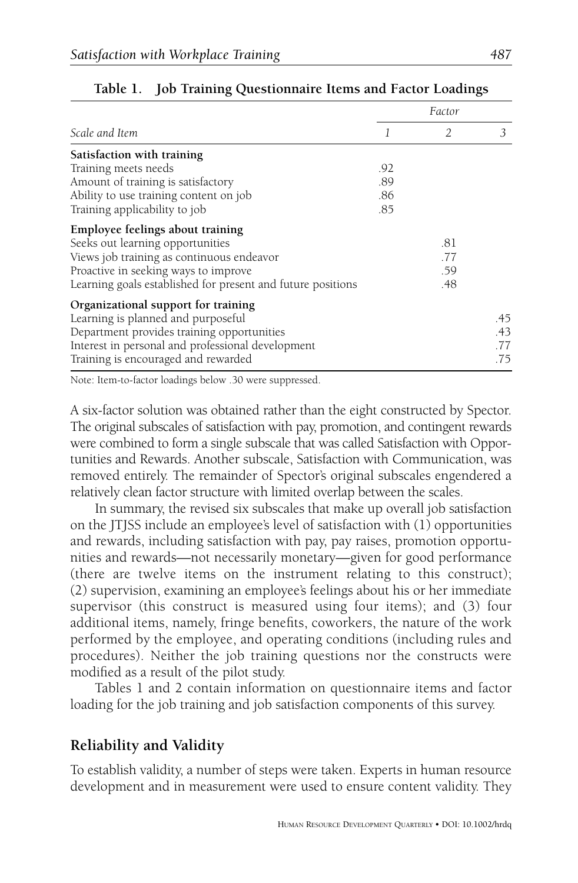**Table 1. Job Training Questionnaire Items and Factor Loadings**

| *Scale and Item* | *Factor* | | |
|---|---|---|---|
| | *1* | *2* | *3* |
| **Satisfaction with training** | | | |
| Training meets needs | .92 | | |
| Amount of training is satisfactory | .89 | | |
| Ability to use training content on job | .86 | | |
| Training applicability to job | .85 | | |
| **Employee feelings about training** | | | |
| Seeks out learning opportunities | | .81 | |
| Views job training as continuous endeavor | | .77 | |
| Proactive in seeking ways to improve | | .59 | |
| Learning goals established for present and future positions | | .48 | |
| **Organizational support for training** | | | |
| Learning is planned and purposeful | | | .45 |
| Department provides training opportunities | | | .43 |
| Interest in personal and professional development | | | .77 |
| Training is encouraged and rewarded | | | .75 |

Note: Item-to-factor loadings below .30 were suppressed.

A six-factor solution was obtained rather than the eight constructed by Spector. The original subscales of satisfaction with pay, promotion, and contingent rewards were combined to form a single subscale that was called Satisfaction with Opportunities and Rewards. Another subscale, Satisfaction with Communication, was removed entirely. The remainder of Spector's original subscales engendered a relatively clean factor structure with limited overlap between the scales.

In summary, the revised six subscales that make up overall job satisfaction on the JTJSS include an employee's level of satisfaction with (1) opportunities and rewards, including satisfaction with pay, pay raises, promotion opportunities and rewards—not necessarily monetary—given for good performance (there are twelve items on the instrument relating to this construct); (2) supervision, examining an employee's feelings about his or her immediate supervisor (this construct is measured using four items); and (3) four additional items, namely, fringe benefits, coworkers, the nature of the work performed by the employee, and operating conditions (including rules and procedures). Neither the job training questions nor the constructs were modified as a result of the pilot study.

Tables 1 and 2 contain information on questionnaire items and factor loading for the job training and job satisfaction components of this survey.

## Reliability and Validity

To establish validity, a number of steps were taken. Experts in human resource development and in measurement were used to ensure content validity. They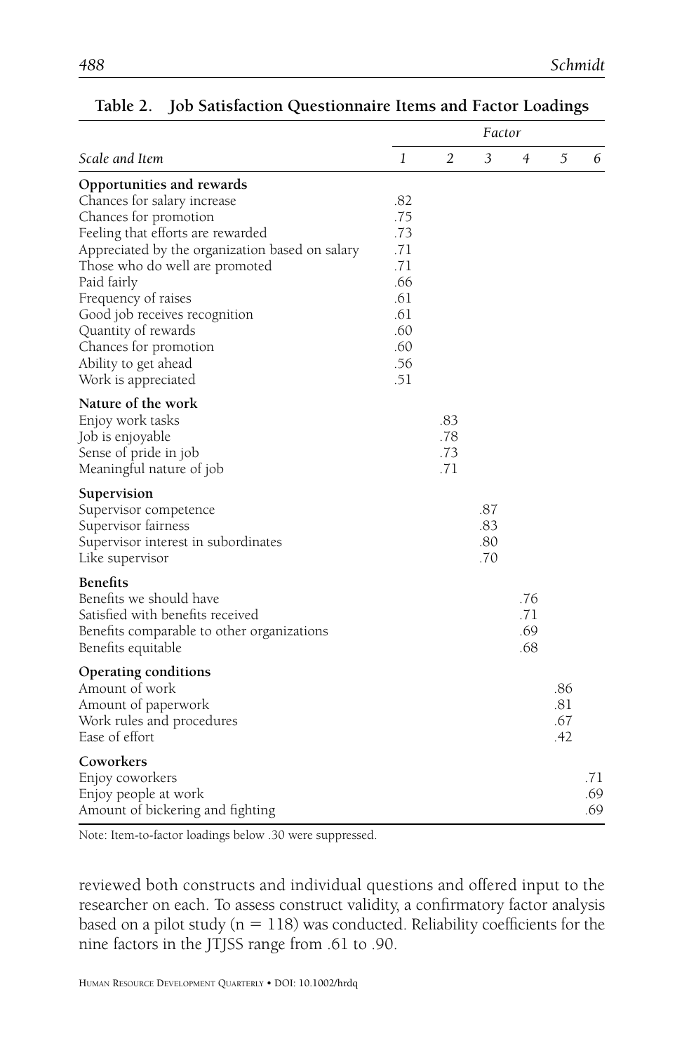**Table 2. Job Satisfaction Questionnaire Items and Factor Loadings**

| Scale and Item | Factor 1 | 2 | 3 | 4 | 5 | 6 |
|---|---|---|---|---|---|---|
| **Opportunities and rewards** | | | | | | |
| Chances for salary increase | .82 | | | | | |
| Chances for promotion | .75 | | | | | |
| Feeling that efforts are rewarded | .73 | | | | | |
| Appreciated by the organization based on salary | .71 | | | | | |
| Those who do well are promoted | .71 | | | | | |
| Paid fairly | .66 | | | | | |
| Frequency of raises | .61 | | | | | |
| Good job receives recognition | .61 | | | | | |
| Quantity of rewards | .60 | | | | | |
| Chances for promotion | .60 | | | | | |
| Ability to get ahead | .56 | | | | | |
| Work is appreciated | .51 | | | | | |
| **Nature of the work** | | | | | | |
| Enjoy work tasks | | .83 | | | | |
| Job is enjoyable | | .78 | | | | |
| Sense of pride in job | | .73 | | | | |
| Meaningful nature of job | | .71 | | | | |
| **Supervision** | | | | | | |
| Supervisor competence | | | .87 | | | |
| Supervisor fairness | | | .83 | | | |
| Supervisor interest in subordinates | | | .80 | | | |
| Like supervisor | | | .70 | | | |
| **Benefits** | | | | | | |
| Benefits we should have | | | | .76 | | |
| Satisfied with benefits received | | | | .71 | | |
| Benefits comparable to other organizations | | | | .69 | | |
| Benefits equitable | | | | .68 | | |
| **Operating conditions** | | | | | | |
| Amount of work | | | | | .86 | |
| Amount of paperwork | | | | | .81 | |
| Work rules and procedures | | | | | .67 | |
| Ease of effort | | | | | .42 | |
| **Coworkers** | | | | | | |
| Enjoy coworkers | | | | | | .71 |
| Enjoy people at work | | | | | | .69 |
| Amount of bickering and fighting | | | | | | .69 |

Note: Item-to-factor loadings below .30 were suppressed.

reviewed both constructs and individual questions and offered input to the researcher on each. To assess construct validity, a confirmatory factor analysis based on a pilot study ($n = 118$) was conducted. Reliability coefficients for the nine factors in the JTJSS range from .61 to .90.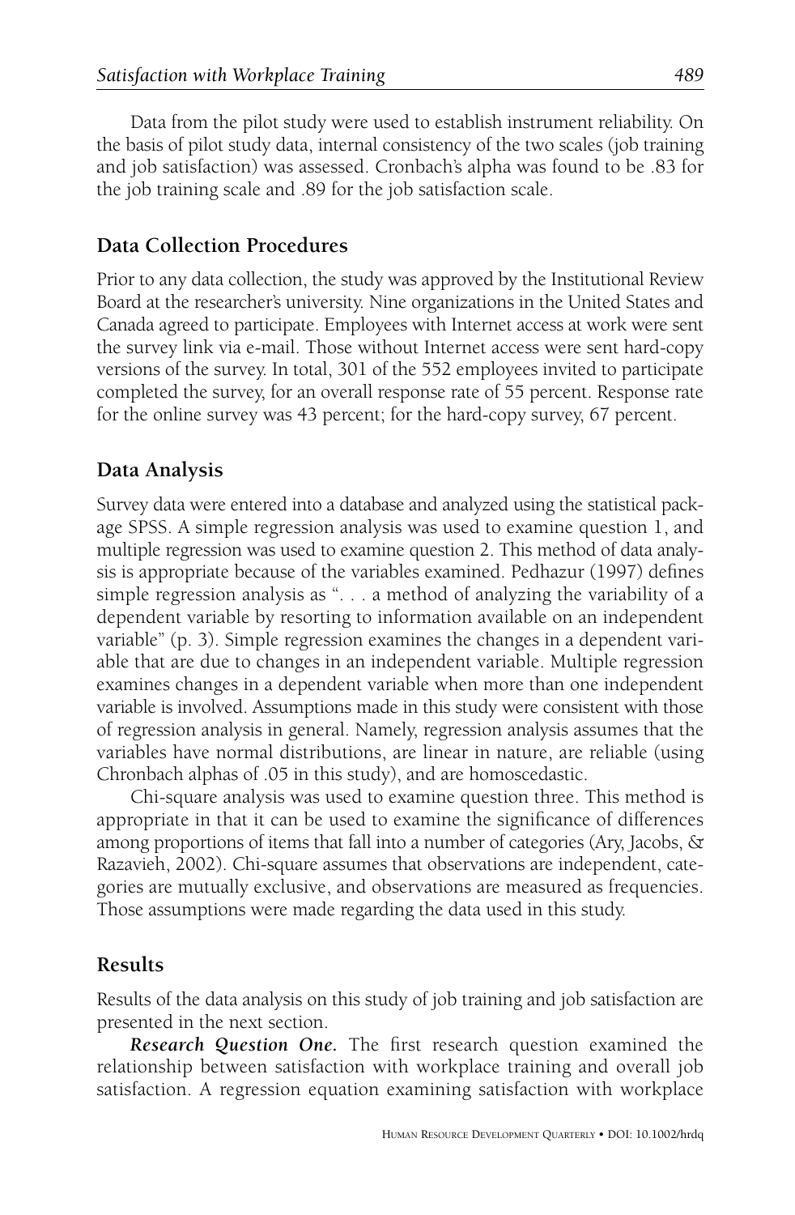Data from the pilot study were used to establish instrument reliability. On the basis of pilot study data, internal consistency of the two scales (job training and job satisfaction) was assessed. Cronbach's alpha was found to be .83 for the job training scale and .89 for the job satisfaction scale.

## Data Collection Procedures

Prior to any data collection, the study was approved by the Institutional Review Board at the researcher's university. Nine organizations in the United States and Canada agreed to participate. Employees with Internet access at work were sent the survey link via e-mail. Those without Internet access were sent hard-copy versions of the survey. In total, 301 of the 552 employees invited to participate completed the survey, for an overall response rate of 55 percent. Response rate for the online survey was 43 percent; for the hard-copy survey, 67 percent.

## Data Analysis

Survey data were entered into a database and analyzed using the statistical package SPSS. A simple regression analysis was used to examine question 1, and multiple regression was used to examine question 2. This method of data analysis is appropriate because of the variables examined. Pedhazur (1997) defines simple regression analysis as ". . . a method of analyzing the variability of a dependent variable by resorting to information available on an independent variable" (p. 3). Simple regression examines the changes in a dependent variable that are due to changes in an independent variable. Multiple regression examines changes in a dependent variable when more than one independent variable is involved. Assumptions made in this study were consistent with those of regression analysis in general. Namely, regression analysis assumes that the variables have normal distributions, are linear in nature, are reliable (using Chronbach alphas of .05 in this study), and are homoscedastic.

Chi-square analysis was used to examine question three. This method is appropriate in that it can be used to examine the significance of differences among proportions of items that fall into a number of categories (Ary, Jacobs, & Razavieh, 2002). Chi-square assumes that observations are independent, categories are mutually exclusive, and observations are measured as frequencies. Those assumptions were made regarding the data used in this study.

## Results

Results of the data analysis on this study of job training and job satisfaction are presented in the next section.

***Research Question One.*** The first research question examined the relationship between satisfaction with workplace training and overall job satisfaction. A regression equation examining satisfaction with workplace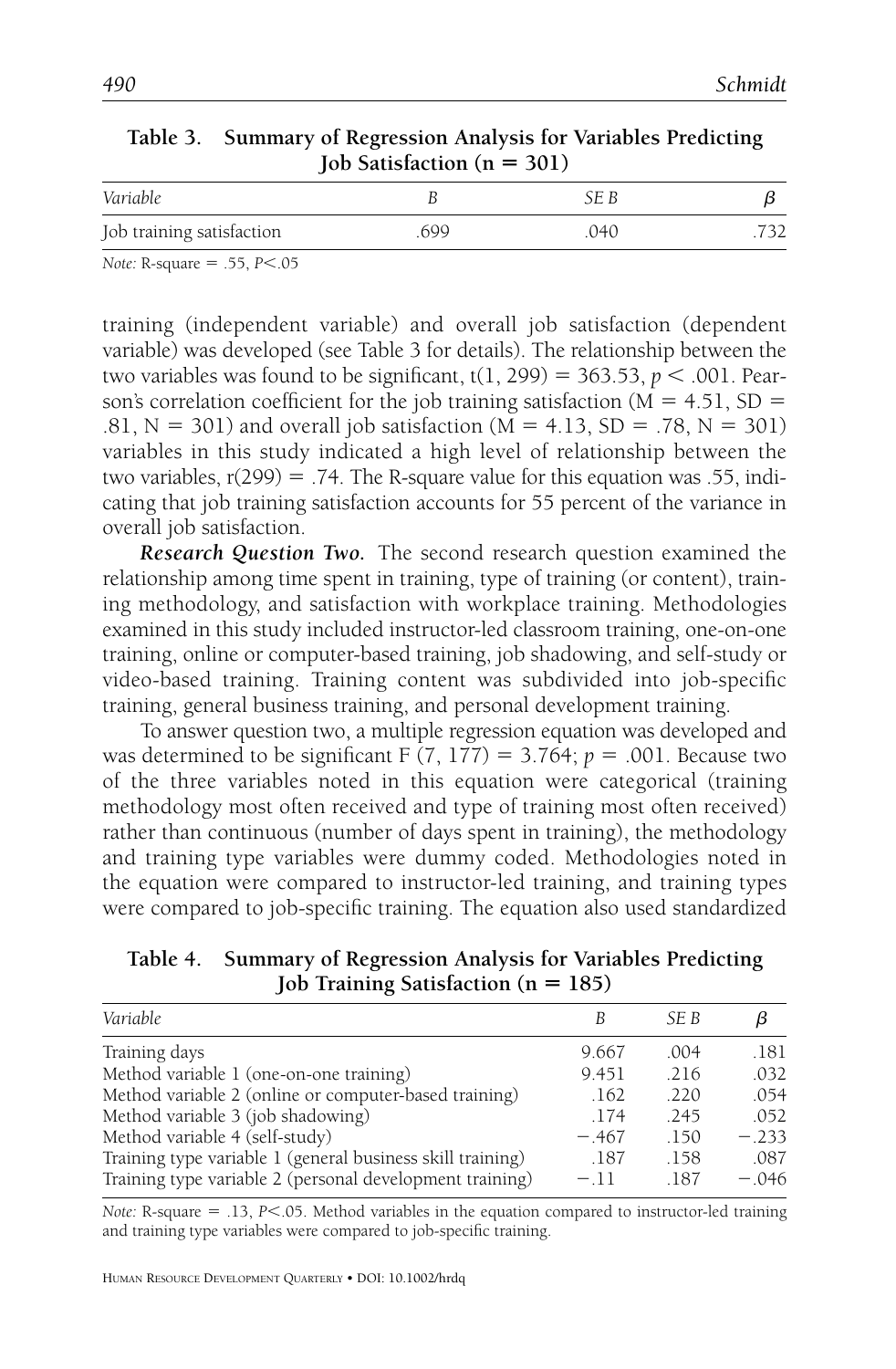**Table 3. Summary of Regression Analysis for Variables Predicting Job Satisfaction (n = 301)**

| *Variable* | *B* | *SE B* | $\beta$ |
|---|---|---|---|
| Job training satisfaction | .699 | .040 | .732 |

*Note:* R-square = .55, $P < .05$

training (independent variable) and overall job satisfaction (dependent variable) was developed (see Table 3 for details). The relationship between the two variables was found to be significant, $t(1, 299) = 363.53$, $p < .001$. Pearson's correlation coefficient for the job training satisfaction ($M = 4.51$, $SD = .81$, $N = 301$) and overall job satisfaction ($M = 4.13$, $SD = .78$, $N = 301$) variables in this study indicated a high level of relationship between the two variables, $r(299) = .74$. The R-square value for this equation was .55, indicating that job training satisfaction accounts for 55 percent of the variance in overall job satisfaction.

***Research Question Two.*** The second research question examined the relationship among time spent in training, type of training (or content), training methodology, and satisfaction with workplace training. Methodologies examined in this study included instructor-led classroom training, one-on-one training, online or computer-based training, job shadowing, and self-study or video-based training. Training content was subdivided into job-specific training, general business training, and personal development training.

To answer question two, a multiple regression equation was developed and was determined to be significant $F(7, 177) = 3.764$; $p = .001$. Because two of the three variables noted in this equation were categorical (training methodology most often received and type of training most often received) rather than continuous (number of days spent in training), the methodology and training type variables were dummy coded. Methodologies noted in the equation were compared to instructor-led training, and training types were compared to job-specific training. The equation also used standardized

**Table 4. Summary of Regression Analysis for Variables Predicting Job Training Satisfaction (n = 185)**

| *Variable* | *B* | *SE B* | $\beta$ |
|---|---|---|---|
| Training days | 9.667 | .004 | .181 |
| Method variable 1 (one-on-one training) | 9.451 | .216 | .032 |
| Method variable 2 (online or computer-based training) | .162 | .220 | .054 |
| Method variable 3 (job shadowing) | .174 | .245 | .052 |
| Method variable 4 (self-study) | −.467 | .150 | −.233 |
| Training type variable 1 (general business skill training) | .187 | .158 | .087 |
| Training type variable 2 (personal development training) | −.11 | .187 | −.046 |

*Note:* R-square = .13, $P < .05$. Method variables in the equation compared to instructor-led training and training type variables were compared to job-specific training.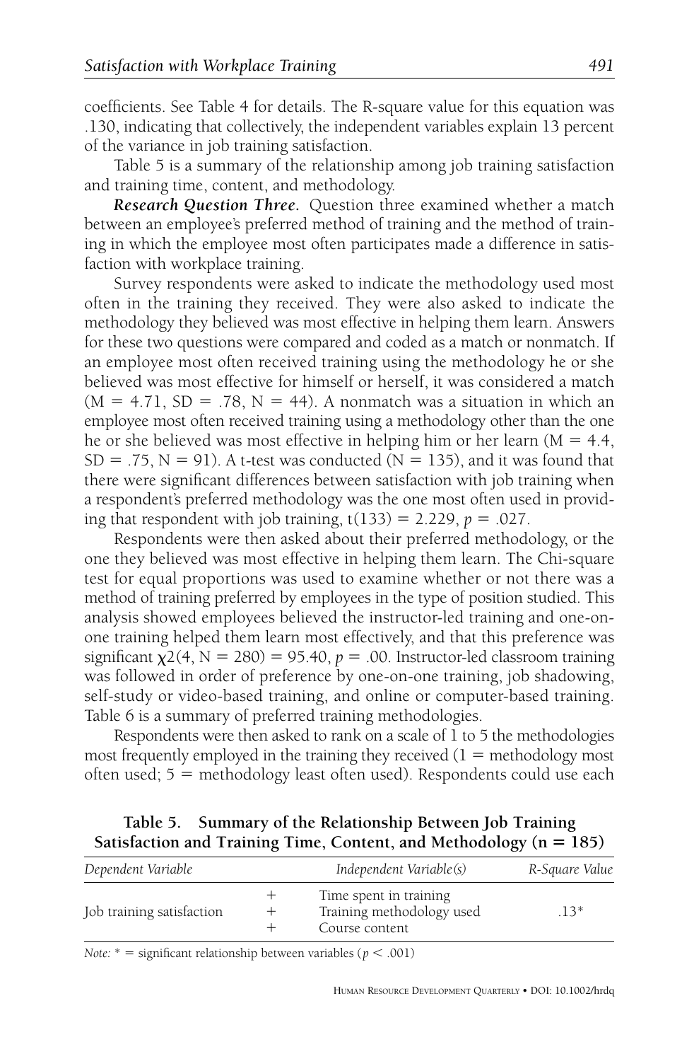coefficients. See Table 4 for details. The R-square value for this equation was .130, indicating that collectively, the independent variables explain 13 percent of the variance in job training satisfaction.

Table 5 is a summary of the relationship among job training satisfaction and training time, content, and methodology.

***Research Question Three.*** Question three examined whether a match between an employee's preferred method of training and the method of training in which the employee most often participates made a difference in satisfaction with workplace training.

Survey respondents were asked to indicate the methodology used most often in the training they received. They were also asked to indicate the methodology they believed was most effective in helping them learn. Answers for these two questions were compared and coded as a match or nonmatch. If an employee most often received training using the methodology he or she believed was most effective for himself or herself, it was considered a match ($M = 4.71$, $SD = .78$, $N = 44$). A nonmatch was a situation in which an employee most often received training using a methodology other than the one he or she believed was most effective in helping him or her learn ($M = 4.4$, $SD = .75$, $N = 91$). A t-test was conducted ($N = 135$), and it was found that there were significant differences between satisfaction with job training when a respondent's preferred methodology was the one most often used in providing that respondent with job training, $t(133) = 2.229$, $p = .027$.

Respondents were then asked about their preferred methodology, or the one they believed was most effective in helping them learn. The Chi-square test for equal proportions was used to examine whether or not there was a method of training preferred by employees in the type of position studied. This analysis showed employees believed the instructor-led training and one-on-one training helped them learn most effectively, and that this preference was significant $\chi2(4, N = 280) = 95.40$, $p = .00$. Instructor-led classroom training was followed in order of preference by one-on-one training, job shadowing, self-study or video-based training, and online or computer-based training. Table 6 is a summary of preferred training methodologies.

Respondents were then asked to rank on a scale of 1 to 5 the methodologies most frequently employed in the training they received (1 = methodology most often used; 5 = methodology least often used). Respondents could use each

**Table 5. Summary of the Relationship Between Job Training Satisfaction and Training Time, Content, and Methodology (n = 185)**

| *Dependent Variable* | | *Independent Variable(s)* | *R-Square Value* |
|---|---|---|---|
| Job training satisfaction | + | Time spent in training | .13* |
| | + | Training methodology used | |
| | + | Course content | |

*Note:* * = significant relationship between variables ($p < .001$)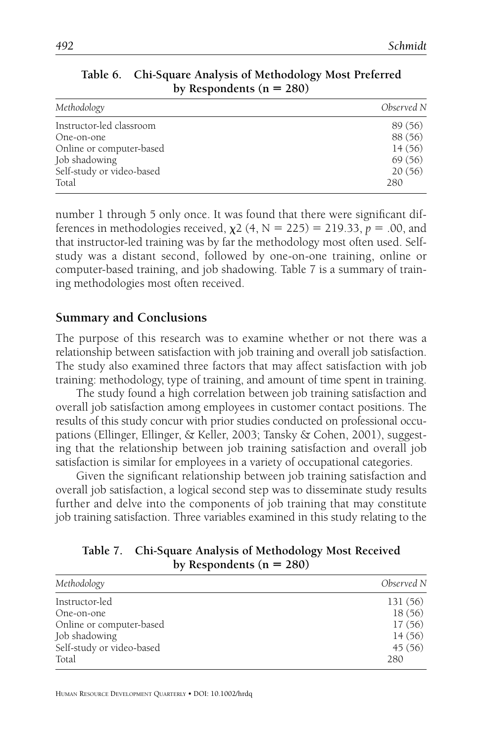**Table 6. Chi-Square Analysis of Methodology Most Preferred by Respondents (n = 280)**

| *Methodology* | *Observed N* |
|---|---|
| Instructor-led classroom | 89 (56) |
| One-on-one | 88 (56) |
| Online or computer-based | 14 (56) |
| Job shadowing | 69 (56) |
| Self-study or video-based | 20 (56) |
| Total | 280 |

number 1 through 5 only once. It was found that there were significant differences in methodologies received, $\chi 2$ (4, N = 225) = 219.33, $p$ = .00, and that instructor-led training was by far the methodology most often used. Self-study was a distant second, followed by one-on-one training, online or computer-based training, and job shadowing. Table 7 is a summary of training methodologies most often received.

## Summary and Conclusions

The purpose of this research was to examine whether or not there was a relationship between satisfaction with job training and overall job satisfaction. The study also examined three factors that may affect satisfaction with job training: methodology, type of training, and amount of time spent in training.

The study found a high correlation between job training satisfaction and overall job satisfaction among employees in customer contact positions. The results of this study concur with prior studies conducted on professional occupations (Ellinger, Ellinger, & Keller, 2003; Tansky & Cohen, 2001), suggesting that the relationship between job training satisfaction and overall job satisfaction is similar for employees in a variety of occupational categories.

Given the significant relationship between job training satisfaction and overall job satisfaction, a logical second step was to disseminate study results further and delve into the components of job training that may constitute job training satisfaction. Three variables examined in this study relating to the

**Table 7. Chi-Square Analysis of Methodology Most Received by Respondents (n = 280)**

| *Methodology* | *Observed N* |
|---|---|
| Instructor-led | 131 (56) |
| One-on-one | 18 (56) |
| Online or computer-based | 17 (56) |
| Job shadowing | 14 (56) |
| Self-study or video-based | 45 (56) |
| Total | 280 |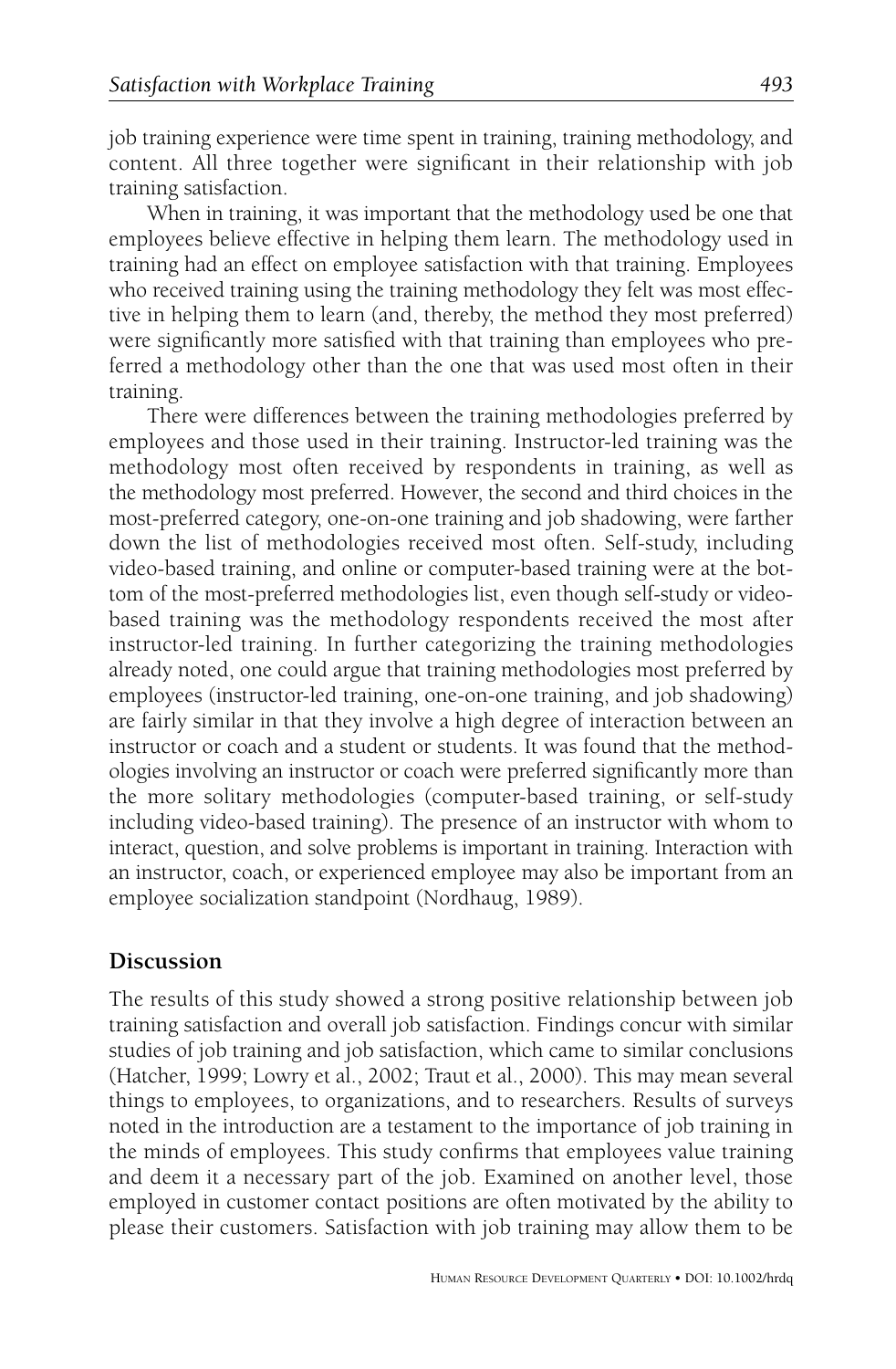job training experience were time spent in training, training methodology, and content. All three together were significant in their relationship with job training satisfaction.

When in training, it was important that the methodology used be one that employees believe effective in helping them learn. The methodology used in training had an effect on employee satisfaction with that training. Employees who received training using the training methodology they felt was most effective in helping them to learn (and, thereby, the method they most preferred) were significantly more satisfied with that training than employees who preferred a methodology other than the one that was used most often in their training.

There were differences between the training methodologies preferred by employees and those used in their training. Instructor-led training was the methodology most often received by respondents in training, as well as the methodology most preferred. However, the second and third choices in the most-preferred category, one-on-one training and job shadowing, were farther down the list of methodologies received most often. Self-study, including video-based training, and online or computer-based training were at the bottom of the most-preferred methodologies list, even though self-study or video-based training was the methodology respondents received the most after instructor-led training. In further categorizing the training methodologies already noted, one could argue that training methodologies most preferred by employees (instructor-led training, one-on-one training, and job shadowing) are fairly similar in that they involve a high degree of interaction between an instructor or coach and a student or students. It was found that the methodologies involving an instructor or coach were preferred significantly more than the more solitary methodologies (computer-based training, or self-study including video-based training). The presence of an instructor with whom to interact, question, and solve problems is important in training. Interaction with an instructor, coach, or experienced employee may also be important from an employee socialization standpoint (Nordhaug, 1989).

## Discussion

The results of this study showed a strong positive relationship between job training satisfaction and overall job satisfaction. Findings concur with similar studies of job training and job satisfaction, which came to similar conclusions (Hatcher, 1999; Lowry et al., 2002; Traut et al., 2000). This may mean several things to employees, to organizations, and to researchers. Results of surveys noted in the introduction are a testament to the importance of job training in the minds of employees. This study confirms that employees value training and deem it a necessary part of the job. Examined on another level, those employed in customer contact positions are often motivated by the ability to please their customers. Satisfaction with job training may allow them to be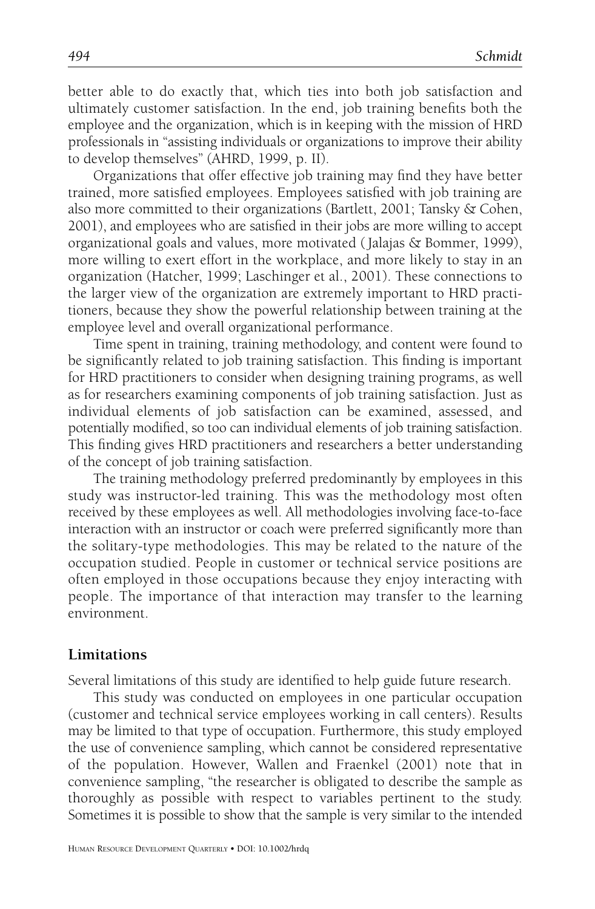better able to do exactly that, which ties into both job satisfaction and ultimately customer satisfaction. In the end, job training benefits both the employee and the organization, which is in keeping with the mission of HRD professionals in "assisting individuals or organizations to improve their ability to develop themselves" (AHRD, 1999, p. II).

Organizations that offer effective job training may find they have better trained, more satisfied employees. Employees satisfied with job training are also more committed to their organizations (Bartlett, 2001; Tansky & Cohen, 2001), and employees who are satisfied in their jobs are more willing to accept organizational goals and values, more motivated (Jalajas & Bommer, 1999), more willing to exert effort in the workplace, and more likely to stay in an organization (Hatcher, 1999; Laschinger et al., 2001). These connections to the larger view of the organization are extremely important to HRD practitioners, because they show the powerful relationship between training at the employee level and overall organizational performance.

Time spent in training, training methodology, and content were found to be significantly related to job training satisfaction. This finding is important for HRD practitioners to consider when designing training programs, as well as for researchers examining components of job training satisfaction. Just as individual elements of job satisfaction can be examined, assessed, and potentially modified, so too can individual elements of job training satisfaction. This finding gives HRD practitioners and researchers a better understanding of the concept of job training satisfaction.

The training methodology preferred predominantly by employees in this study was instructor-led training. This was the methodology most often received by these employees as well. All methodologies involving face-to-face interaction with an instructor or coach were preferred significantly more than the solitary-type methodologies. This may be related to the nature of the occupation studied. People in customer or technical service positions are often employed in those occupations because they enjoy interacting with people. The importance of that interaction may transfer to the learning environment.

## Limitations

Several limitations of this study are identified to help guide future research.

This study was conducted on employees in one particular occupation (customer and technical service employees working in call centers). Results may be limited to that type of occupation. Furthermore, this study employed the use of convenience sampling, which cannot be considered representative of the population. However, Wallen and Fraenkel (2001) note that in convenience sampling, "the researcher is obligated to describe the sample as thoroughly as possible with respect to variables pertinent to the study. Sometimes it is possible to show that the sample is very similar to the intended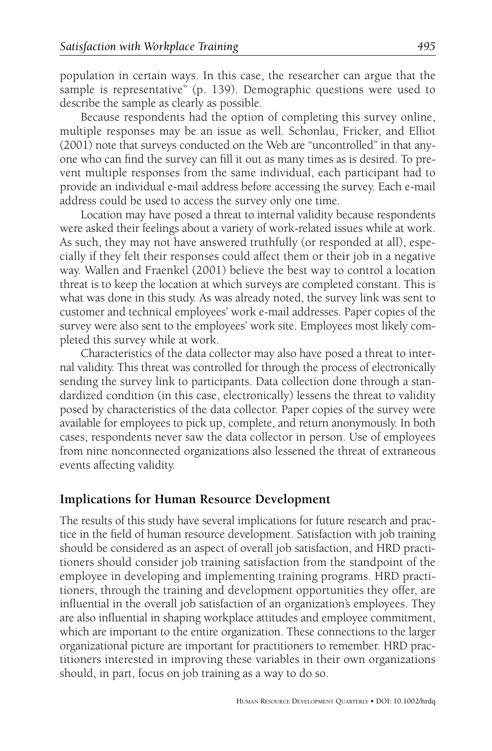population in certain ways. In this case, the researcher can argue that the sample is representative" (p. 139). Demographic questions were used to describe the sample as clearly as possible.

Because respondents had the option of completing this survey online, multiple responses may be an issue as well. Schonlau, Fricker, and Elliot (2001) note that surveys conducted on the Web are "uncontrolled" in that anyone who can find the survey can fill it out as many times as is desired. To prevent multiple responses from the same individual, each participant had to provide an individual e-mail address before accessing the survey. Each e-mail address could be used to access the survey only one time.

Location may have posed a threat to internal validity because respondents were asked their feelings about a variety of work-related issues while at work. As such, they may not have answered truthfully (or responded at all), especially if they felt their responses could affect them or their job in a negative way. Wallen and Fraenkel (2001) believe the best way to control a location threat is to keep the location at which surveys are completed constant. This is what was done in this study. As was already noted, the survey link was sent to customer and technical employees' work e-mail addresses. Paper copies of the survey were also sent to the employees' work site. Employees most likely completed this survey while at work.

Characteristics of the data collector may also have posed a threat to internal validity. This threat was controlled for through the process of electronically sending the survey link to participants. Data collection done through a standardized condition (in this case, electronically) lessens the threat to validity posed by characteristics of the data collector. Paper copies of the survey were available for employees to pick up, complete, and return anonymously. In both cases, respondents never saw the data collector in person. Use of employees from nine nonconnected organizations also lessened the threat of extraneous events affecting validity.

## Implications for Human Resource Development

The results of this study have several implications for future research and practice in the field of human resource development. Satisfaction with job training should be considered as an aspect of overall job satisfaction, and HRD practitioners should consider job training satisfaction from the standpoint of the employee in developing and implementing training programs. HRD practitioners, through the training and development opportunities they offer, are influential in the overall job satisfaction of an organization's employees. They are also influential in shaping workplace attitudes and employee commitment, which are important to the entire organization. These connections to the larger organizational picture are important for practitioners to remember. HRD practitioners interested in improving these variables in their own organizations should, in part, focus on job training as a way to do so.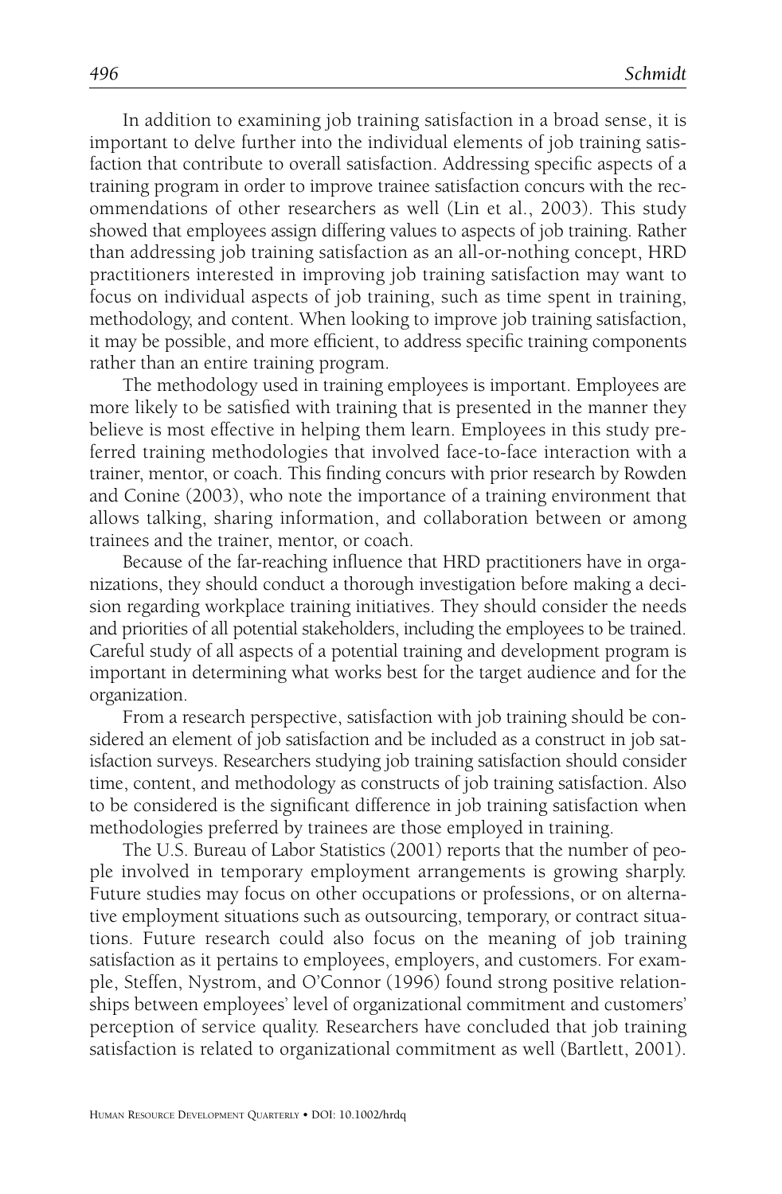In addition to examining job training satisfaction in a broad sense, it is important to delve further into the individual elements of job training satisfaction that contribute to overall satisfaction. Addressing specific aspects of a training program in order to improve trainee satisfaction concurs with the recommendations of other researchers as well (Lin et al., 2003). This study showed that employees assign differing values to aspects of job training. Rather than addressing job training satisfaction as an all-or-nothing concept, HRD practitioners interested in improving job training satisfaction may want to focus on individual aspects of job training, such as time spent in training, methodology, and content. When looking to improve job training satisfaction, it may be possible, and more efficient, to address specific training components rather than an entire training program.

The methodology used in training employees is important. Employees are more likely to be satisfied with training that is presented in the manner they believe is most effective in helping them learn. Employees in this study preferred training methodologies that involved face-to-face interaction with a trainer, mentor, or coach. This finding concurs with prior research by Rowden and Conine (2003), who note the importance of a training environment that allows talking, sharing information, and collaboration between or among trainees and the trainer, mentor, or coach.

Because of the far-reaching influence that HRD practitioners have in organizations, they should conduct a thorough investigation before making a decision regarding workplace training initiatives. They should consider the needs and priorities of all potential stakeholders, including the employees to be trained. Careful study of all aspects of a potential training and development program is important in determining what works best for the target audience and for the organization.

From a research perspective, satisfaction with job training should be considered an element of job satisfaction and be included as a construct in job satisfaction surveys. Researchers studying job training satisfaction should consider time, content, and methodology as constructs of job training satisfaction. Also to be considered is the significant difference in job training satisfaction when methodologies preferred by trainees are those employed in training.

The U.S. Bureau of Labor Statistics (2001) reports that the number of people involved in temporary employment arrangements is growing sharply. Future studies may focus on other occupations or professions, or on alternative employment situations such as outsourcing, temporary, or contract situations. Future research could also focus on the meaning of job training satisfaction as it pertains to employees, employers, and customers. For example, Steffen, Nystrom, and O'Connor (1996) found strong positive relationships between employees' level of organizational commitment and customers' perception of service quality. Researchers have concluded that job training satisfaction is related to organizational commitment as well (Bartlett, 2001).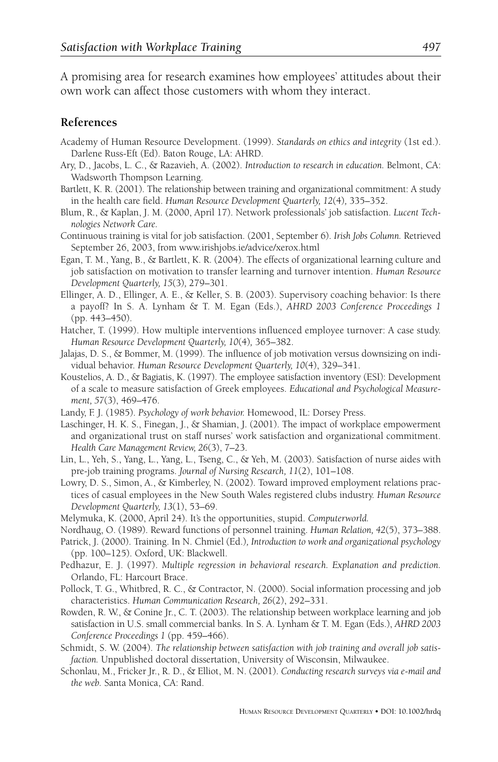A promising area for research examines how employees' attitudes about their own work can affect those customers with whom they interact.

## References

Academy of Human Resource Development. (1999). *Standards on ethics and integrity* (1st ed.). Darlene Russ-Eft (Ed). Baton Rouge, LA: AHRD.

Ary, D., Jacobs, L. C., & Razavieh, A. (2002). *Introduction to research in education.* Belmont, CA: Wadsworth Thompson Learning.

Bartlett, K. R. (2001). The relationship between training and organizational commitment: A study in the health care field. *Human Resource Development Quarterly, 12*(4), 335–352.

Blum, R., & Kaplan, J. M. (2000, April 17). Network professionals' job satisfaction. *Lucent Technologies Network Care.*

Continuous training is vital for job satisfaction. (2001, September 6). *Irish Jobs Column.* Retrieved September 26, 2003, from www.irishjobs.ie/advice/xerox.html

Egan, T. M., Yang, B., & Bartlett, K. R. (2004). The effects of organizational learning culture and job satisfaction on motivation to transfer learning and turnover intention. *Human Resource Development Quarterly, 15*(3), 279–301.

Ellinger, A. D., Ellinger, A. E., & Keller, S. B. (2003). Supervisory coaching behavior: Is there a payoff? In S. A. Lynham & T. M. Egan (Eds.), *AHRD 2003 Conference Proceedings 1* (pp. 443–450).

Hatcher, T. (1999). How multiple interventions influenced employee turnover: A case study. *Human Resource Development Quarterly, 10*(4), 365–382.

Jalajas, D. S., & Bommer, M. (1999). The influence of job motivation versus downsizing on individual behavior. *Human Resource Development Quarterly, 10*(4), 329–341.

Koustelios, A. D., & Bagiatis, K. (1997). The employee satisfaction inventory (ESI): Development of a scale to measure satisfaction of Greek employees. *Educational and Psychological Measurement, 57*(3), 469–476.

Landy, F. J. (1985). *Psychology of work behavior.* Homewood, IL: Dorsey Press.

Laschinger, H. K. S., Finegan, J., & Shamian, J. (2001). The impact of workplace empowerment and organizational trust on staff nurses' work satisfaction and organizational commitment. *Health Care Management Review, 26*(3), 7–23.

Lin, L., Yeh, S., Yang, L., Yang, L., Tseng, C., & Yeh, M. (2003). Satisfaction of nurse aides with pre-job training programs. *Journal of Nursing Research, 11*(2), 101–108.

Lowry, D. S., Simon, A., & Kimberley, N. (2002). Toward improved employment relations practices of casual employees in the New South Wales registered clubs industry. *Human Resource Development Quarterly, 13*(1), 53–69.

Melymuka, K. (2000, April 24). It's the opportunities, stupid. *Computerworld.*

Nordhaug, O. (1989). Reward functions of personnel training. *Human Relation, 42*(5), 373–388.

Patrick, J. (2000). Training. In N. Chmiel (Ed.), *Introduction to work and organizational psychology* (pp. 100–125). Oxford, UK: Blackwell.

Pedhazur, E. J. (1997). *Multiple regression in behavioral research. Explanation and prediction.* Orlando, FL: Harcourt Brace.

Pollock, T. G., Whitbred, R. C., & Contractor, N. (2000). Social information processing and job characteristics. *Human Communication Research, 26*(2), 292–331.

Rowden, R. W., & Conine Jr., C. T. (2003). The relationship between workplace learning and job satisfaction in U.S. small commercial banks. In S. A. Lynham & T. M. Egan (Eds.), *AHRD 2003 Conference Proceedings 1* (pp. 459–466).

Schmidt, S. W. (2004). *The relationship between satisfaction with job training and overall job satisfaction.* Unpublished doctoral dissertation, University of Wisconsin, Milwaukee.

Schonlau, M., Fricker Jr., R. D., & Elliot, M. N. (2001). *Conducting research surveys via e-mail and the web.* Santa Monica, CA: Rand.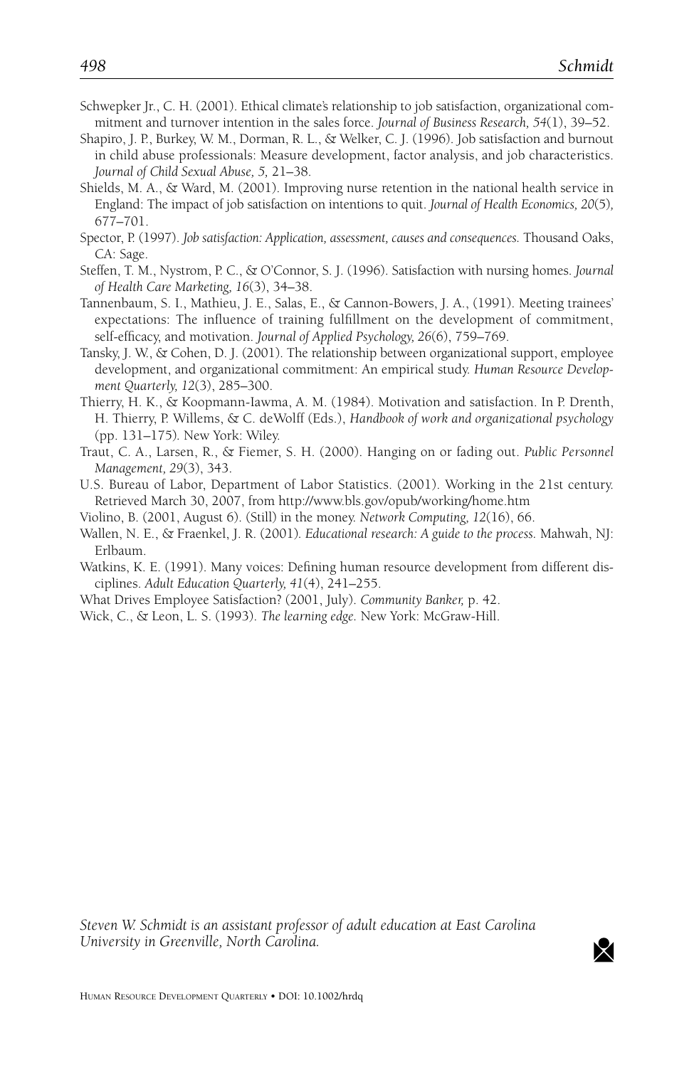Schwepker Jr., C. H. (2001). Ethical climate's relationship to job satisfaction, organizational commitment and turnover intention in the sales force. *Journal of Business Research, 54*(1), 39–52.

Shapiro, J. P., Burkey, W. M., Dorman, R. L., & Welker, C. J. (1996). Job satisfaction and burnout in child abuse professionals: Measure development, factor analysis, and job characteristics. *Journal of Child Sexual Abuse, 5,* 21–38.

Shields, M. A., & Ward, M. (2001). Improving nurse retention in the national health service in England: The impact of job satisfaction on intentions to quit. *Journal of Health Economics, 20*(5), 677–701.

Spector, P. (1997). *Job satisfaction: Application, assessment, causes and consequences.* Thousand Oaks, CA: Sage.

Steffen, T. M., Nystrom, P. C., & O'Connor, S. J. (1996). Satisfaction with nursing homes. *Journal of Health Care Marketing, 16*(3), 34–38.

Tannenbaum, S. I., Mathieu, J. E., Salas, E., & Cannon-Bowers, J. A., (1991). Meeting trainees' expectations: The influence of training fulfillment on the development of commitment, self-efficacy, and motivation. *Journal of Applied Psychology, 26*(6), 759–769.

Tansky, J. W., & Cohen, D. J. (2001). The relationship between organizational support, employee development, and organizational commitment: An empirical study. *Human Resource Development Quarterly, 12*(3), 285–300.

Thierry, H. K., & Koopmann-Iawma, A. M. (1984). Motivation and satisfaction. In P. Drenth, H. Thierry, P. Willems, & C. deWolff (Eds.), *Handbook of work and organizational psychology* (pp. 131–175). New York: Wiley.

Traut, C. A., Larsen, R., & Fiemer, S. H. (2000). Hanging on or fading out. *Public Personnel Management, 29*(3), 343.

U.S. Bureau of Labor, Department of Labor Statistics. (2001). Working in the 21st century. Retrieved March 30, 2007, from http://www.bls.gov/opub/working/home.htm

Violino, B. (2001, August 6). (Still) in the money. *Network Computing, 12*(16), 66.

Wallen, N. E., & Fraenkel, J. R. (2001). *Educational research: A guide to the process.* Mahwah, NJ: Erlbaum.

Watkins, K. E. (1991). Many voices: Defining human resource development from different disciplines. *Adult Education Quarterly, 41*(4), 241–255.

What Drives Employee Satisfaction? (2001, July). *Community Banker,* p. 42.

Wick, C., & Leon, L. S. (1993). *The learning edge.* New York: McGraw-Hill.

*Steven W. Schmidt is an assistant professor of adult education at East Carolina University in Greenville, North Carolina.*